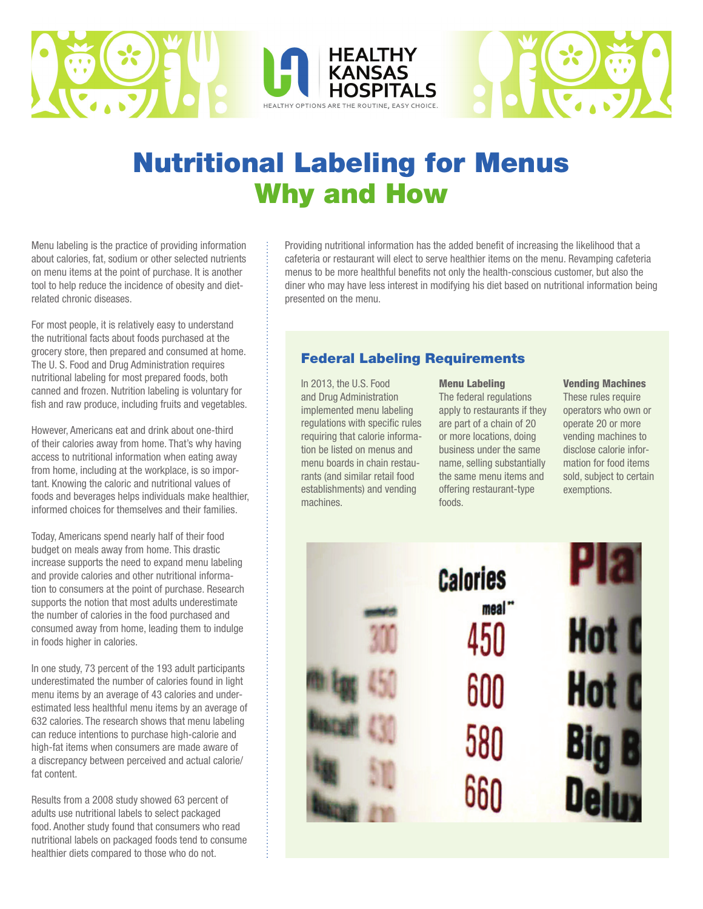HEALTHY KANSAS HOSPITALS

HEALTHY OPTIONS ARE THE ROUTINE, EASY CHOICE.

# Nutritional Labeling for Menus
## Why and How

Menu labeling is the practice of providing information about calories, fat, sodium or other selected nutrients on menu items at the point of purchase. It is another tool to help reduce the incidence of obesity and diet-related chronic diseases.

For most people, it is relatively easy to understand the nutritional facts about foods purchased at the grocery store, then prepared and consumed at home. The U. S. Food and Drug Administration requires nutritional labeling for most prepared foods, both canned and frozen. Nutrition labeling is voluntary for fish and raw produce, including fruits and vegetables.

However, Americans eat and drink about one-third of their calories away from home. That's why having access to nutritional information when eating away from home, including at the workplace, is so important. Knowing the caloric and nutritional values of foods and beverages helps individuals make healthier, informed choices for themselves and their families.

Today, Americans spend nearly half of their food budget on meals away from home. This drastic increase supports the need to expand menu labeling and provide calories and other nutritional information to consumers at the point of purchase. Research supports the notion that most adults underestimate the number of calories in the food purchased and consumed away from home, leading them to indulge in foods higher in calories.

In one study, 73 percent of the 193 adult participants underestimated the number of calories found in light menu items by an average of 43 calories and underestimated less healthful menu items by an average of 632 calories. The research shows that menu labeling can reduce intentions to purchase high-calorie and high-fat items when consumers are made aware of a discrepancy between perceived and actual calorie/fat content.

Results from a 2008 study showed 63 percent of adults use nutritional labels to select packaged food. Another study found that consumers who read nutritional labels on packaged foods tend to consume healthier diets compared to those who do not.

Providing nutritional information has the added benefit of increasing the likelihood that a cafeteria or restaurant will elect to serve healthier items on the menu. Revamping cafeteria menus to be more healthful benefits not only the health-conscious customer, but also the diner who may have less interest in modifying his diet based on nutritional information being presented on the menu.

### Federal Labeling Requirements

In 2013, the U.S. Food and Drug Administration implemented menu labeling regulations with specific rules requiring that calorie information be listed on menus and menu boards in chain restaurants (and similar retail food establishments) and vending machines.

**Menu Labeling**
The federal regulations apply to restaurants if they are part of a chain of 20 or more locations, doing business under the same name, selling substantially the same menu items and offering restaurant-type foods.

**Vending Machines**
These rules require operators who own or operate 20 or more vending machines to disclose calorie information for food items sold, subject to certain exemptions.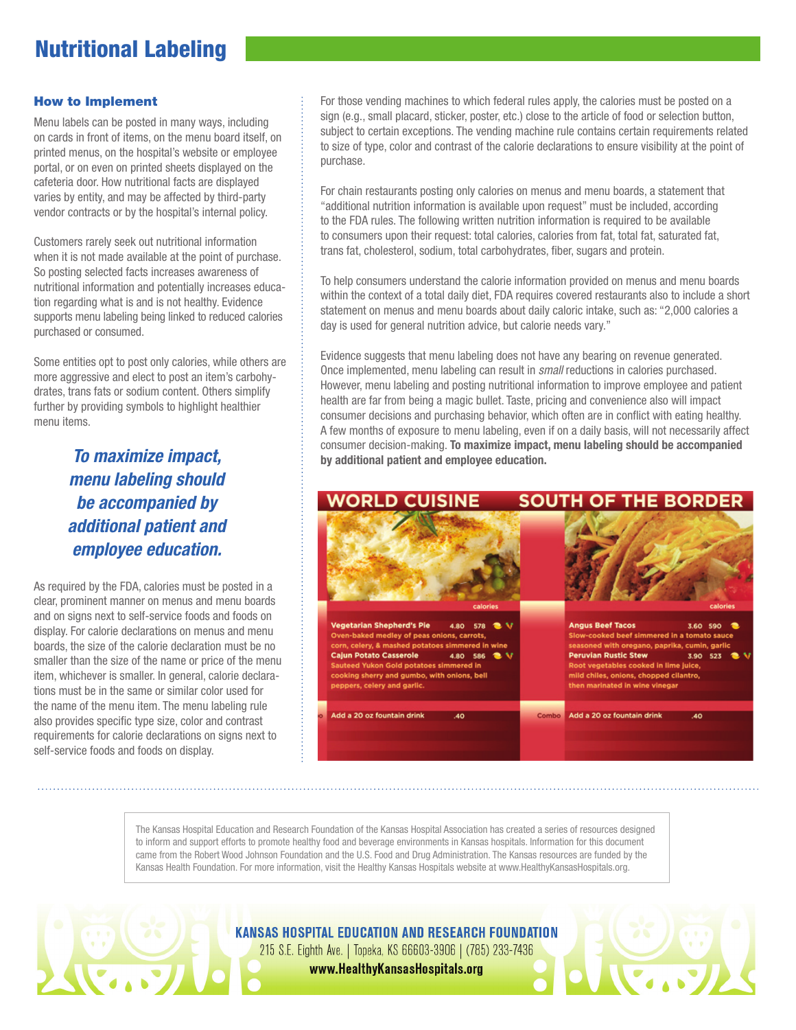# Nutritional Labeling

### How to Implement

Menu labels can be posted in many ways, including on cards in front of items, on the menu board itself, on printed menus, on the hospital's website or employee portal, or on even on printed sheets displayed on the cafeteria door. How nutritional facts are displayed varies by entity, and may be affected by third-party vendor contracts or by the hospital's internal policy.

Customers rarely seek out nutritional information when it is not made available at the point of purchase. So posting selected facts increases awareness of nutritional information and potentially increases education regarding what is and is not healthy. Evidence supports menu labeling being linked to reduced calories purchased or consumed.

Some entities opt to post only calories, while others are more aggressive and elect to post an item's carbohydrates, trans fats or sodium content. Others simplify further by providing symbols to highlight healthier menu items.

***To maximize impact, menu labeling should be accompanied by additional patient and employee education.***

As required by the FDA, calories must be posted in a clear, prominent manner on menus and menu boards and on signs next to self-service foods and foods on display. For calorie declarations on menus and menu boards, the size of the calorie declaration must be no smaller than the size of the name or price of the menu item, whichever is smaller. In general, calorie declarations must be in the same or similar color used for the name of the menu item. The menu labeling rule also provides specific type size, color and contrast requirements for calorie declarations on signs next to self-service foods and foods on display.

For those vending machines to which federal rules apply, the calories must be posted on a sign (e.g., small placard, sticker, poster, etc.) close to the article of food or selection button, subject to certain exceptions. The vending machine rule contains certain requirements related to size of type, color and contrast of the calorie declarations to ensure visibility at the point of purchase.

For chain restaurants posting only calories on menus and menu boards, a statement that "additional nutrition information is available upon request" must be included, according to the FDA rules. The following written nutrition information is required to be available to consumers upon their request: total calories, calories from fat, total fat, saturated fat, trans fat, cholesterol, sodium, total carbohydrates, fiber, sugars and protein.

To help consumers understand the calorie information provided on menus and menu boards within the context of a total daily diet, FDA requires covered restaurants also to include a short statement on menus and menu boards about daily caloric intake, such as: "2,000 calories a day is used for general nutrition advice, but calorie needs vary."

Evidence suggests that menu labeling does not have any bearing on revenue generated. Once implemented, menu labeling can result in *small* reductions in calories purchased. However, menu labeling and posting nutritional information to improve employee and patient health are far from being a magic bullet. Taste, pricing and convenience also will impact consumer decisions and purchasing behavior, which often are in conflict with eating healthy. A few months of exposure to menu labeling, even if on a daily basis, will not necessarily affect consumer decision-making. **To maximize impact, menu labeling should be accompanied by additional patient and employee education.**

WORLD CUISINE

calories

Vegetarian Shepherd's Pie 4.80 578
Oven-baked medley of peas onions, carrots, corn, celery, & mashed potatoes simmered in wine

Cajun Potato Casserole 4.80 586
Sauteed Yukon Gold potatoes simmered in cooking sherry and gumbo, with onions, bell peppers, celery and garlic.

Add a 20 oz fountain drink .40

SOUTH OF THE BORDER

calories

Angus Beef Tacos 3.60 590
Slow-cooked beef simmered in a tomato sauce seasoned with oregano, paprika, cumin, garlic

Peruvian Rustic Stew 3.90 523
Root vegetables cooked in lime juice, mild chiles, onions, chopped cilantro, then marinated in wine vinegar

Combo Add a 20 oz fountain drink .40

The Kansas Hospital Education and Research Foundation of the Kansas Hospital Association has created a series of resources designed to inform and support efforts to promote healthy food and beverage environments in Kansas hospitals. Information for this document came from the Robert Wood Johnson Foundation and the U.S. Food and Drug Administration. The Kansas resources are funded by the Kansas Health Foundation. For more information, visit the Healthy Kansas Hospitals website at www.HealthyKansasHospitals.org.

**KANSAS HOSPITAL EDUCATION AND RESEARCH FOUNDATION**
215 S.E. Eighth Ave. | Topeka, KS 66603-3906 | (785) 233-7436
**www.HealthyKansasHospitals.org**